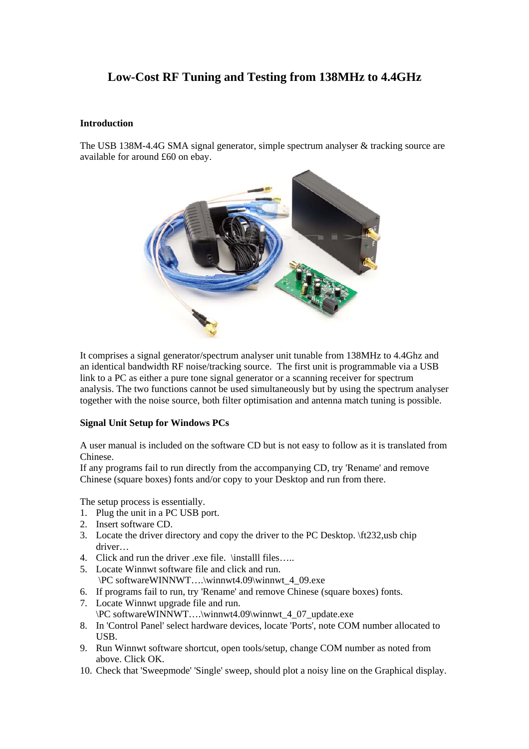# Low-Cost RF Tuning and Testing from 138MHz to 4.4GHz

## Introduction

The USB 138M-4.4G SMA signal generator, simple spectrum analyser & tracking source are available for around £60 on ebay.

It comprises a signal generator/spectrum analyser unit tunable from 138MHz to 4.4Ghz and an identical bandwidth RF noise/tracking source. The first unit is programmable via a USB link to a PC as either a pure tone signal generator or a scanning receiver for spectrum analysis. The two functions cannot be used simultaneously but by using the spectrum analyser together with the noise source, both filter optimisation and antenna match tuning is possible.

## Signal Unit Setup for Windows PCs

A user manual is included on the software CD but is not easy to follow as it is translated from Chinese.
If any programs fail to run directly from the accompanying CD, try 'Rename' and remove Chinese (square boxes) fonts and/or copy to your Desktop and run from there.

The setup process is essentially.

1. Plug the unit in a PC USB port.
2. Insert software CD.
3. Locate the driver directory and copy the driver to the PC Desktop. \ft232,usb chip driver…
4. Click and run the driver .exe file. \installl files…..
5. Locate Winnwt software file and click and run.
   \PC softwareWINNWT….\winnwt4.09\winnwt_4_09.exe
6. If programs fail to run, try 'Rename' and remove Chinese (square boxes) fonts.
7. Locate Winnwt upgrade file and run.
   \PC softwareWINNWT….\winnwt4.09\winnwt_4_07_update.exe
8. In 'Control Panel' select hardware devices, locate 'Ports', note COM number allocated to USB.
9. Run Winnwt software shortcut, open tools/setup, change COM number as noted from above. Click OK.
10. Check that 'Sweepmode' 'Single' sweep, should plot a noisy line on the Graphical display.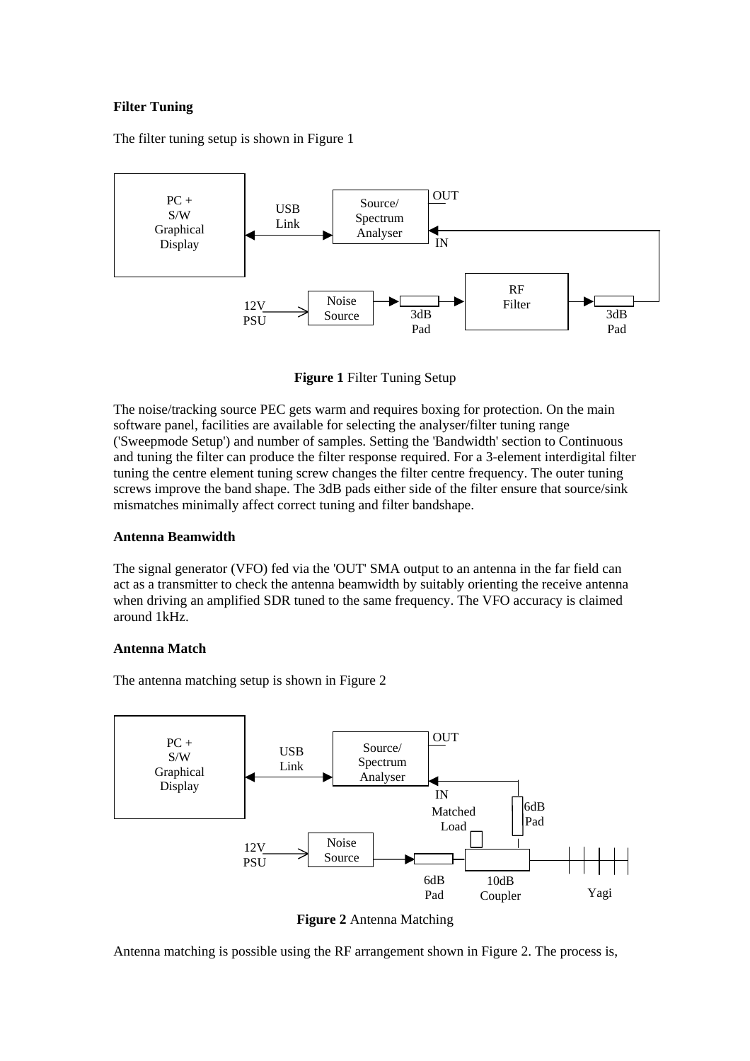**Filter Tuning**

The filter tuning setup is shown in Figure 1

**Figure 1** Filter Tuning Setup

The noise/tracking source PEC gets warm and requires boxing for protection. On the main software panel, facilities are available for selecting the analyser/filter tuning range ('Sweepmode Setup') and number of samples. Setting the 'Bandwidth' section to Continuous and tuning the filter can produce the filter response required. For a 3-element interdigital filter tuning the centre element tuning screw changes the filter centre frequency. The outer tuning screws improve the band shape. The 3dB pads either side of the filter ensure that source/sink mismatches minimally affect correct tuning and filter bandshape.

**Antenna Beamwidth**

The signal generator (VFO) fed via the 'OUT' SMA output to an antenna in the far field can act as a transmitter to check the antenna beamwidth by suitably orienting the receive antenna when driving an amplified SDR tuned to the same frequency. The VFO accuracy is claimed around 1kHz.

**Antenna Match**

The antenna matching setup is shown in Figure 2

**Figure 2** Antenna Matching

Antenna matching is possible using the RF arrangement shown in Figure 2. The process is,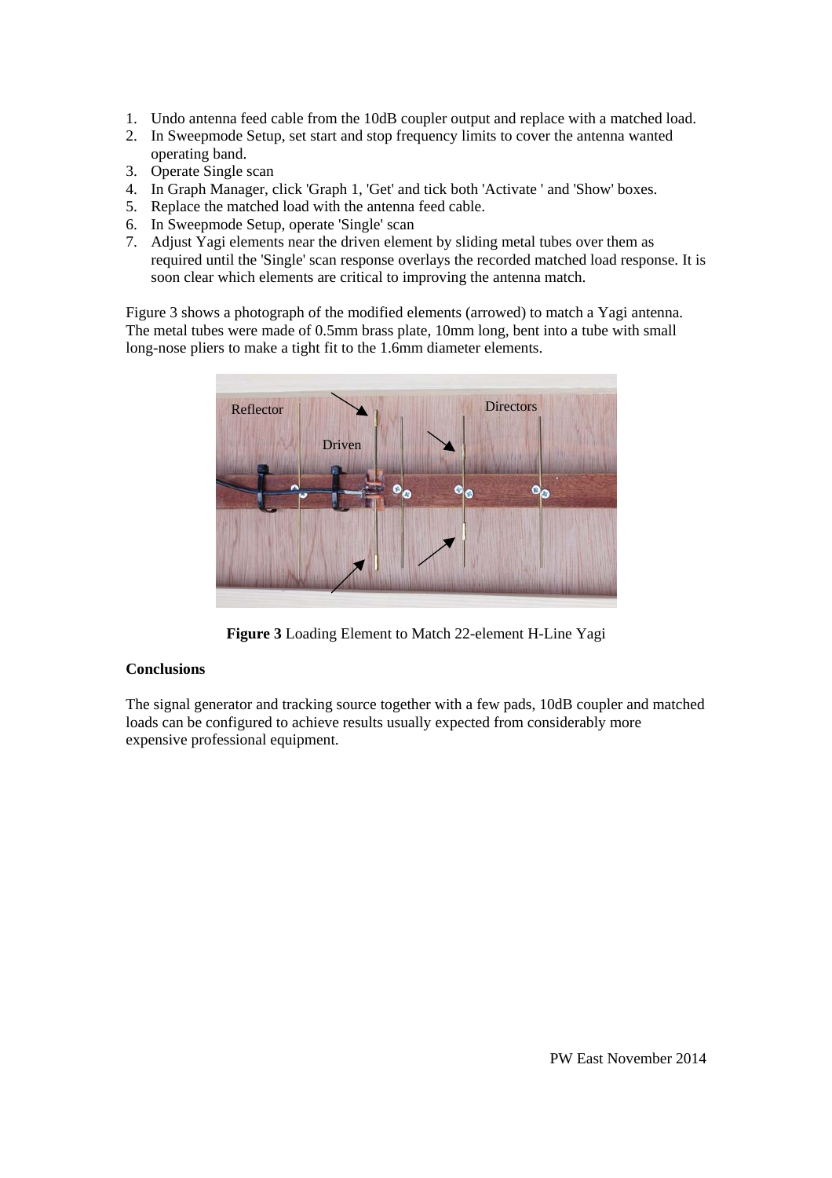1. Undo antenna feed cable from the 10dB coupler output and replace with a matched load.
2. In Sweepmode Setup, set start and stop frequency limits to cover the antenna wanted operating band.
3. Operate Single scan
4. In Graph Manager, click 'Graph 1, 'Get' and tick both 'Activate ' and 'Show' boxes.
5. Replace the matched load with the antenna feed cable.
6. In Sweepmode Setup, operate 'Single' scan
7. Adjust Yagi elements near the driven element by sliding metal tubes over them as required until the 'Single' scan response overlays the recorded matched load response. It is soon clear which elements are critical to improving the antenna match.

Figure 3 shows a photograph of the modified elements (arrowed) to match a Yagi antenna. The metal tubes were made of 0.5mm brass plate, 10mm long, bent into a tube with small long-nose pliers to make a tight fit to the 1.6mm diameter elements.

Reflector

Driven

Directors

**Figure 3** Loading Element to Match 22-element H-Line Yagi

**Conclusions**

The signal generator and tracking source together with a few pads, 10dB coupler and matched loads can be configured to achieve results usually expected from considerably more expensive professional equipment.

PW East November 2014